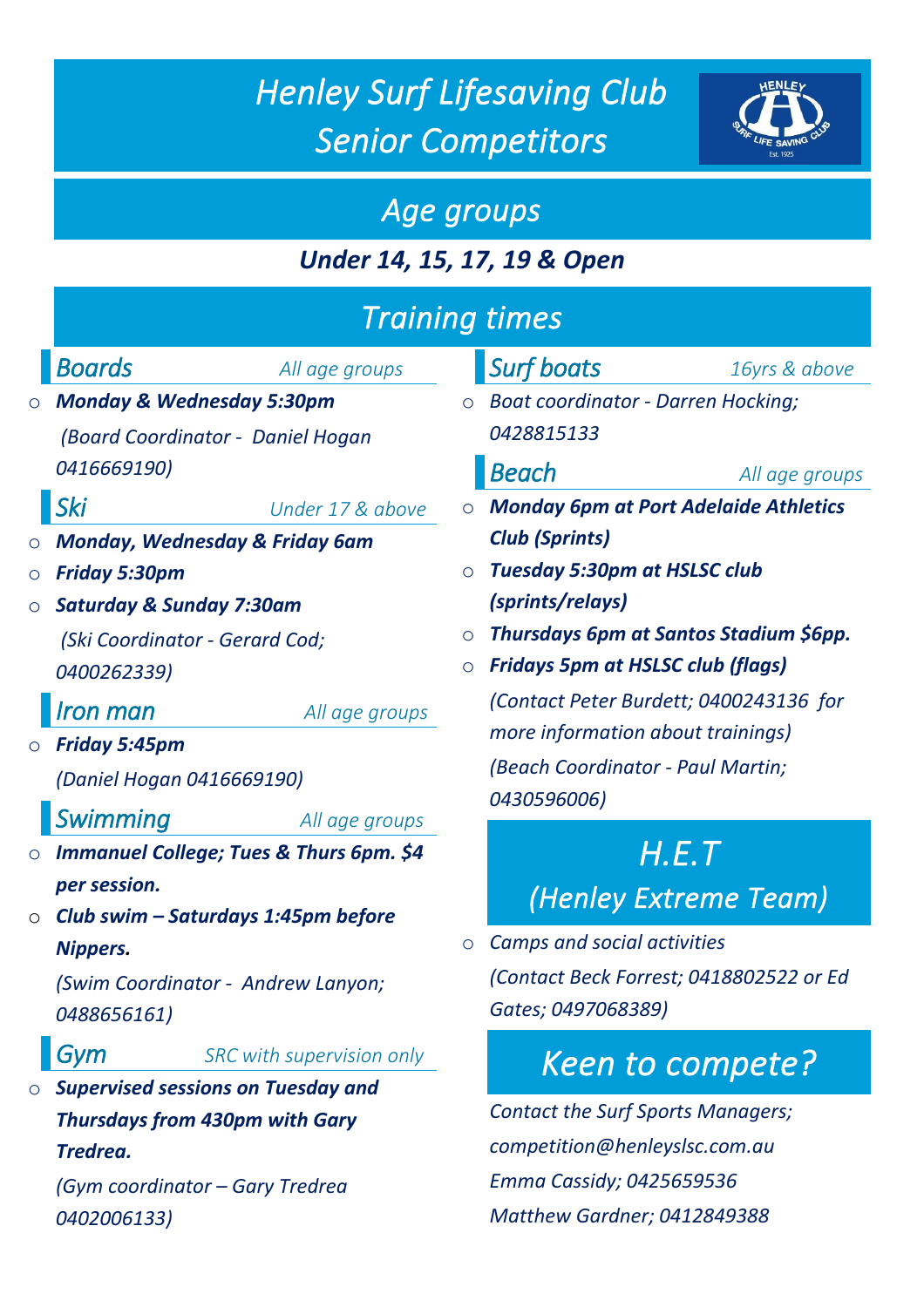# *Henley Surf Lifesaving Club Senior Competitors*

## *Age groups*

***Under 14, 15, 17, 19 & Open***

## *Training times*

### *Boards* — *All age groups*

- ***Monday & Wednesday 5:30pm***

  *(Board Coordinator - Daniel Hogan 0416669190)*

### *Ski* — *Under 17 & above*

- ***Monday, Wednesday & Friday 6am***
- ***Friday 5:30pm***
- ***Saturday & Sunday 7:30am***

  *(Ski Coordinator - Gerard Cod; 0400262339)*

### *Iron man* — *All age groups*

- ***Friday 5:45pm***

  *(Daniel Hogan 0416669190)*

### *Swimming* — *All age groups*

- ***Immanuel College; Tues & Thurs 6pm. $4 per session.***
- ***Club swim – Saturdays 1:45pm before Nippers.***

  *(Swim Coordinator - Andrew Lanyon; 0488656161)*

### *Gym* — *SRC with supervision only*

- ***Supervised sessions on Tuesday and Thursdays from 430pm with Gary Tredrea.***

  *(Gym coordinator – Gary Tredrea 0402006133)*

### *Surf boats* — *16yrs & above*

- *Boat coordinator - Darren Hocking; 0428815133*

### *Beach* — *All age groups*

- ***Monday 6pm at Port Adelaide Athletics Club (Sprints)***
- ***Tuesday 5:30pm at HSLSC club (sprints/relays)***
- ***Thursdays 6pm at Santos Stadium $6pp.***
- ***Fridays 5pm at HSLSC club (flags)***

  *(Contact Peter Burdett; 0400243136 for more information about trainings)*

  *(Beach Coordinator - Paul Martin; 0430596006)*

## *H.E.T (Henley Extreme Team)*

- *Camps and social activities*

  *(Contact Beck Forrest; 0418802522 or Ed Gates; 0497068389)*

## *Keen to compete?*

*Contact the Surf Sports Managers;*
*competition@henleyslsc.com.au*
*Emma Cassidy; 0425659536*
*Matthew Gardner; 0412849388*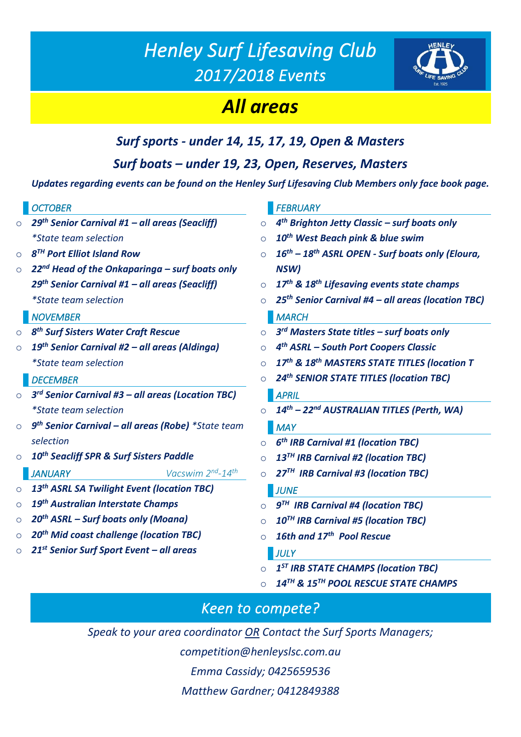# *Henley Surf Lifesaving Club*
## *2017/2018 Events*

# ***All areas***

### ***Surf sports - under 14, 15, 17, 19, Open & Masters***

### ***Surf boats – under 19, 23, Open, Reserves, Masters***

***Updates regarding events can be found on the Henley Surf Lifesaving Club Members only face book page.***

#### *OCTOBER*

- ***29th Senior Carnival #1 – all areas (Seacliff)***
  *\*State team selection*
- ***8TH Port Elliot Island Row***
- ***22nd Head of the Onkaparinga – surf boats only***
  ***29th Senior Carnival #1 – all areas (Seacliff)***
  *\*State team selection*

#### *NOVEMBER*

- ***8th Surf Sisters Water Craft Rescue***
- ***19th Senior Carnival #2 – all areas (Aldinga)***
  *\*State team selection*

#### *DECEMBER*

- ***3rd Senior Carnival #3 – all areas (Location TBC)***
  *\*State team selection*
- ***9th Senior Carnival – all areas (Robe)*** *\*State team selection*
- ***10th Seacliff SPR & Surf Sisters Paddle***

#### *JANUARY* — *Vacswim 2nd-14th*

- ***13th ASRL SA Twilight Event (location TBC)***
- ***19th Australian Interstate Champs***
- ***20th ASRL – Surf boats only (Moana)***
- ***20th Mid coast challenge (location TBC)***
- ***21st Senior Surf Sport Event – all areas***

#### *FEBRUARY*

- ***4th Brighton Jetty Classic – surf boats only***
- ***10th West Beach pink & blue swim***
- ***16th – 18th ASRL OPEN - Surf boats only (Eloura, NSW)***
- ***17th & 18th Lifesaving events state champs***
- ***25th Senior Carnival #4 – all areas (location TBC)***

#### *MARCH*

- ***3rd Masters State titles – surf boats only***
- ***4th ASRL – South Port Coopers Classic***
- ***17th & 18th MASTERS STATE TITLES (location T***
- ***24th SENIOR STATE TITLES (location TBC)***

#### *APRIL*

- ***14th – 22nd AUSTRALIAN TITLES (Perth, WA)***

#### *MAY*

- ***6th IRB Carnival #1 (location TBC)***
- ***13TH IRB Carnival #2 (location TBC)***
- ***27TH IRB Carnival #3 (location TBC)***

#### *JUNE*

- ***9TH IRB Carnival #4 (location TBC)***
- ***10TH IRB Carnival #5 (location TBC)***
- ***16th and 17th Pool Rescue***

#### *JULY*

- ***1ST IRB STATE CHAMPS (location TBC)***
- ***14TH & 15TH POOL RESCUE STATE CHAMPS***

## *Keen to compete?*

*Speak to your area coordinator OR Contact the Surf Sports Managers;*

*competition@henleyslsc.com.au*

*Emma Cassidy; 0425659536*

*Matthew Gardner; 0412849388*